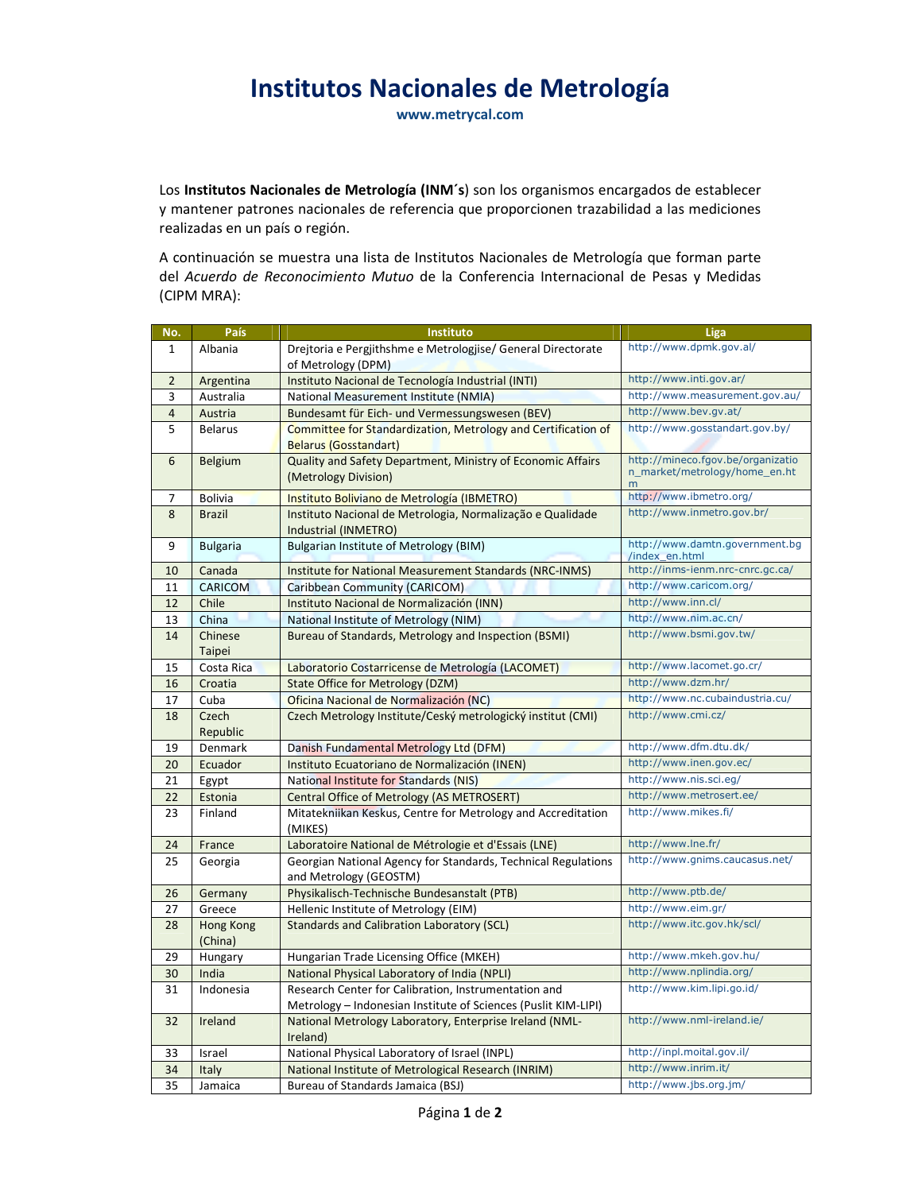# Institutos Nacionales de Metrología

**www.metrycal.com**

Los **Institutos Nacionales de Metrología (INM´s)** son los organismos encargados de establecer y mantener patrones nacionales de referencia que proporcionen trazabilidad a las mediciones realizadas en un país o región.

A continuación se muestra una lista de Institutos Nacionales de Metrología que forman parte del *Acuerdo de Reconocimiento Mutuo* de la Conferencia Internacional de Pesas y Medidas (CIPM MRA):

| No. | País | Instituto | Liga |
|---|---|---|---|
| 1 | Albania | Drejtoria e Pergjithshme e Metrologjise/ General Directorate of Metrology (DPM) | http://www.dpmk.gov.al/ |
| 2 | Argentina | Instituto Nacional de Tecnología Industrial (INTI) | http://www.inti.gov.ar/ |
| 3 | Australia | National Measurement Institute (NMIA) | http://www.measurement.gov.au/ |
| 4 | Austria | Bundesamt für Eich- und Vermessungswesen (BEV) | http://www.bev.gv.at/ |
| 5 | Belarus | Committee for Standardization, Metrology and Certification of Belarus (Gosstandart) | http://www.gosstandart.gov.by/ |
| 6 | Belgium | Quality and Safety Department, Ministry of Economic Affairs (Metrology Division) | http://mineco.fgov.be/organization_market/metrology/home_en.htm |
| 7 | Bolivia | Instituto Boliviano de Metrología (IBMETRO) | http://www.ibmetro.org/ |
| 8 | Brazil | Instituto Nacional de Metrologia, Normalização e Qualidade Industrial (INMETRO) | http://www.inmetro.gov.br/ |
| 9 | Bulgaria | Bulgarian Institute of Metrology (BIM) | http://www.damtn.government.bg/index_en.html |
| 10 | Canada | Institute for National Measurement Standards (NRC-INMS) | http://inms-ienm.nrc-cnrc.gc.ca/ |
| 11 | CARICOM | Caribbean Community (CARICOM) | http://www.caricom.org/ |
| 12 | Chile | Instituto Nacional de Normalización (INN) | http://www.inn.cl/ |
| 13 | China | National Institute of Metrology (NIM) | http://www.nim.ac.cn/ |
| 14 | Chinese Taipei | Bureau of Standards, Metrology and Inspection (BSMI) | http://www.bsmi.gov.tw/ |
| 15 | Costa Rica | Laboratorio Costarricense de Metrología (LACOMET) | http://www.lacomet.go.cr/ |
| 16 | Croatia | State Office for Metrology (DZM) | http://www.dzm.hr/ |
| 17 | Cuba | Oficina Nacional de Normalización (NC) | http://www.nc.cubaindustria.cu/ |
| 18 | Czech Republic | Czech Metrology Institute/Český metrologický institut (CMI) | http://www.cmi.cz/ |
| 19 | Denmark | Danish Fundamental Metrology Ltd (DFM) | http://www.dfm.dtu.dk/ |
| 20 | Ecuador | Instituto Ecuatoriano de Normalización (INEN) | http://www.inen.gov.ec/ |
| 21 | Egypt | National Institute for Standards (NIS) | http://www.nis.sci.eg/ |
| 22 | Estonia | Central Office of Metrology (AS METROSERT) | http://www.metrosert.ee/ |
| 23 | Finland | Mitatekniikan Keskus, Centre for Metrology and Accreditation (MIKES) | http://www.mikes.fi/ |
| 24 | France | Laboratoire National de Métrologie et d'Essais (LNE) | http://www.lne.fr/ |
| 25 | Georgia | Georgian National Agency for Standards, Technical Regulations and Metrology (GEOSTM) | http://www.gnims.caucasus.net/ |
| 26 | Germany | Physikalisch-Technische Bundesanstalt (PTB) | http://www.ptb.de/ |
| 27 | Greece | Hellenic Institute of Metrology (EIM) | http://www.eim.gr/ |
| 28 | Hong Kong (China) | Standards and Calibration Laboratory (SCL) | http://www.itc.gov.hk/scl/ |
| 29 | Hungary | Hungarian Trade Licensing Office (MKEH) | http://www.mkeh.gov.hu/ |
| 30 | India | National Physical Laboratory of India (NPLI) | http://www.nplindia.org/ |
| 31 | Indonesia | Research Center for Calibration, Instrumentation and Metrology – Indonesian Institute of Sciences (Puslit KIM-LIPI) | http://www.kim.lipi.go.id/ |
| 32 | Ireland | National Metrology Laboratory, Enterprise Ireland (NML-Ireland) | http://www.nml-ireland.ie/ |
| 33 | Israel | National Physical Laboratory of Israel (INPL) | http://inpl.moital.gov.il/ |
| 34 | Italy | National Institute of Metrological Research (INRIM) | http://www.inrim.it/ |
| 35 | Jamaica | Bureau of Standards Jamaica (BSJ) | http://www.jbs.org.jm/ |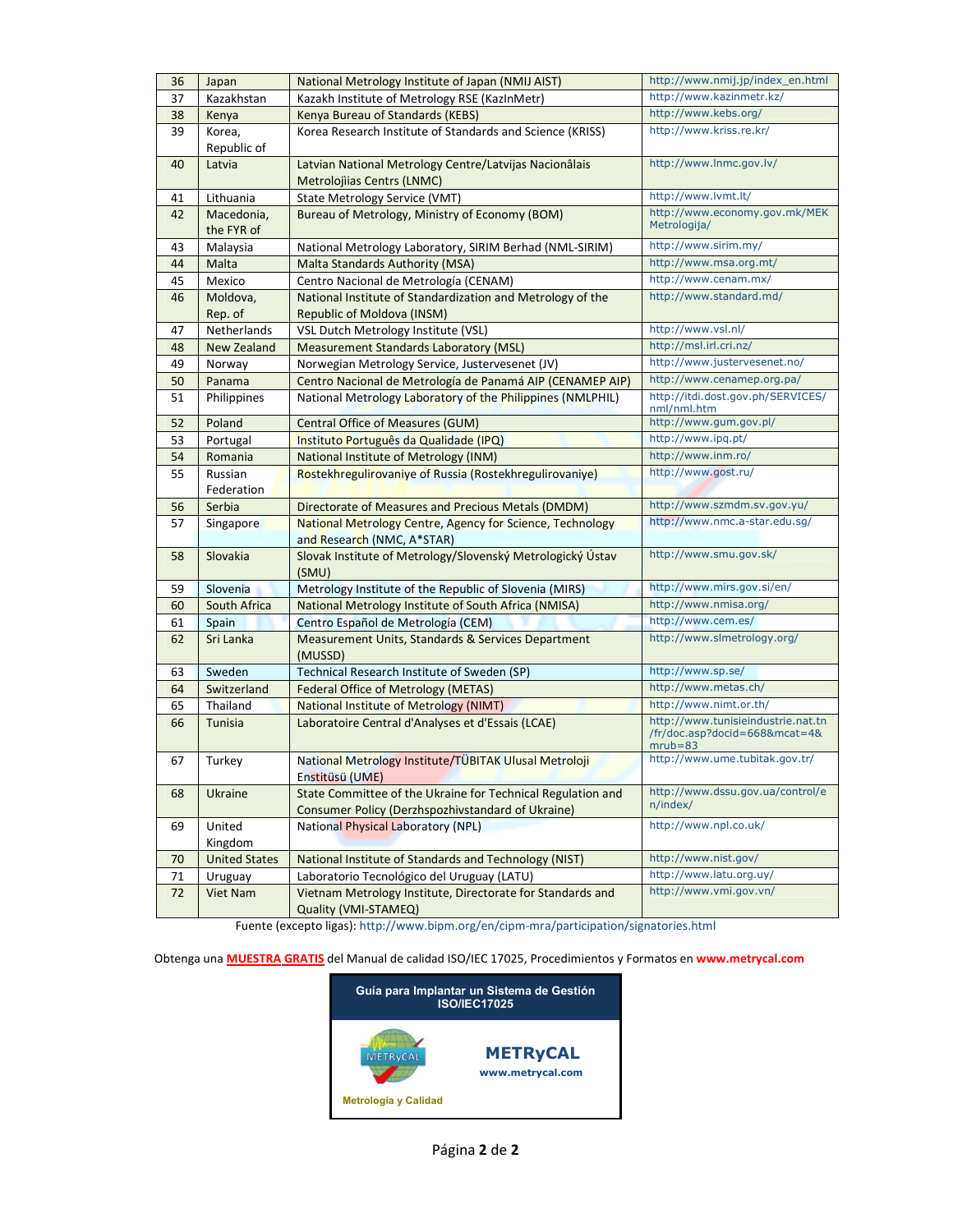| | | | |
|---|---|---|---|
| 36 | Japan | National Metrology Institute of Japan (NMIJ AIST) | http://www.nmij.jp/index_en.html |
| 37 | Kazakhstan | Kazakh Institute of Metrology RSE (KazInMetr) | http://www.kazinmetr.kz/ |
| 38 | Kenya | Kenya Bureau of Standards (KEBS) | http://www.kebs.org/ |
| 39 | Korea, Republic of | Korea Research Institute of Standards and Science (KRISS) | http://www.kriss.re.kr/ |
| 40 | Latvia | Latvian National Metrology Centre/Latvijas Nacionâlais Metrolojiias Centrs (LNMC) | http://www.lnmc.gov.lv/ |
| 41 | Lithuania | State Metrology Service (VMT) | http://www.lvmt.lt/ |
| 42 | Macedonia, the FYR of | Bureau of Metrology, Ministry of Economy (BOM) | http://www.economy.gov.mk/MEKMetrologija/ |
| 43 | Malaysia | National Metrology Laboratory, SIRIM Berhad (NML-SIRIM) | http://www.sirim.my/ |
| 44 | Malta | Malta Standards Authority (MSA) | http://www.msa.org.mt/ |
| 45 | Mexico | Centro Nacional de Metrología (CENAM) | http://www.cenam.mx/ |
| 46 | Moldova, Rep. of | National Institute of Standardization and Metrology of the Republic of Moldova (INSM) | http://www.standard.md/ |
| 47 | Netherlands | VSL Dutch Metrology Institute (VSL) | http://www.vsl.nl/ |
| 48 | New Zealand | Measurement Standards Laboratory (MSL) | http://msl.irl.cri.nz/ |
| 49 | Norway | Norwegian Metrology Service, Justervesenet (JV) | http://www.justervesenet.no/ |
| 50 | Panama | Centro Nacional de Metrología de Panamá AIP (CENAMEP AIP) | http://www.cenamep.org.pa/ |
| 51 | Philippines | National Metrology Laboratory of the Philippines (NMLPHIL) | http://itdi.dost.gov.ph/SERVICES/nml/nml.htm |
| 52 | Poland | Central Office of Measures (GUM) | http://www.gum.gov.pl/ |
| 53 | Portugal | Instituto Português da Qualidade (IPQ) | http://www.ipq.pt/ |
| 54 | Romania | National Institute of Metrology (INM) | http://www.inm.ro/ |
| 55 | Russian Federation | Rostekhregulirovaniye of Russia (Rostekhregulirovaniye) | http://www.gost.ru/ |
| 56 | Serbia | Directorate of Measures and Precious Metals (DMDM) | http://www.szmdm.sv.gov.yu/ |
| 57 | Singapore | National Metrology Centre, Agency for Science, Technology and Research (NMC, A*STAR) | http://www.nmc.a-star.edu.sg/ |
| 58 | Slovakia | Slovak Institute of Metrology/Slovenský Metrologický Ústav (SMU) | http://www.smu.gov.sk/ |
| 59 | Slovenia | Metrology Institute of the Republic of Slovenia (MIRS) | http://www.mirs.gov.si/en/ |
| 60 | South Africa | National Metrology Institute of South Africa (NMISA) | http://www.nmisa.org/ |
| 61 | Spain | Centro Español de Metrología (CEM) | http://www.cem.es/ |
| 62 | Sri Lanka | Measurement Units, Standards & Services Department (MUSSD) | http://www.slmetrology.org/ |
| 63 | Sweden | Technical Research Institute of Sweden (SP) | http://www.sp.se/ |
| 64 | Switzerland | Federal Office of Metrology (METAS) | http://www.metas.ch/ |
| 65 | Thailand | National Institute of Metrology (NIMT) | http://www.nimt.or.th/ |
| 66 | Tunisia | Laboratoire Central d'Analyses et d'Essais (LCAE) | http://www.tunisieindustrie.nat.tn/fr/doc.asp?docid=668&mcat=4&mrub=83 |
| 67 | Turkey | National Metrology Institute/TÜBITAK Ulusal Metroloji Enstitüsü (UME) | http://www.ume.tubitak.gov.tr/ |
| 68 | Ukraine | State Committee of the Ukraine for Technical Regulation and Consumer Policy (Derzhspozhivstandard of Ukraine) | http://www.dssu.gov.ua/control/en/index/ |
| 69 | United Kingdom | National Physical Laboratory (NPL) | http://www.npl.co.uk/ |
| 70 | United States | National Institute of Standards and Technology (NIST) | http://www.nist.gov/ |
| 71 | Uruguay | Laboratorio Tecnológico del Uruguay (LATU) | http://www.latu.org.uy/ |
| 72 | Viet Nam | Vietnam Metrology Institute, Directorate for Standards and Quality (VMI-STAMEQ) | http://www.vmi.gov.vn/ |

Fuente (excepto ligas): http://www.bipm.org/en/cipm-mra/participation/signatories.html

Obtenga una **MUESTRA GRATIS** del Manual de calidad ISO/IEC 17025, Procedimientos y Formatos en **www.metrycal.com**

**Guía para Implantar un Sistema de Gestión ISO/IEC17025**

**METRyCAL**

**www.metrycal.com**

Metrología y Calidad